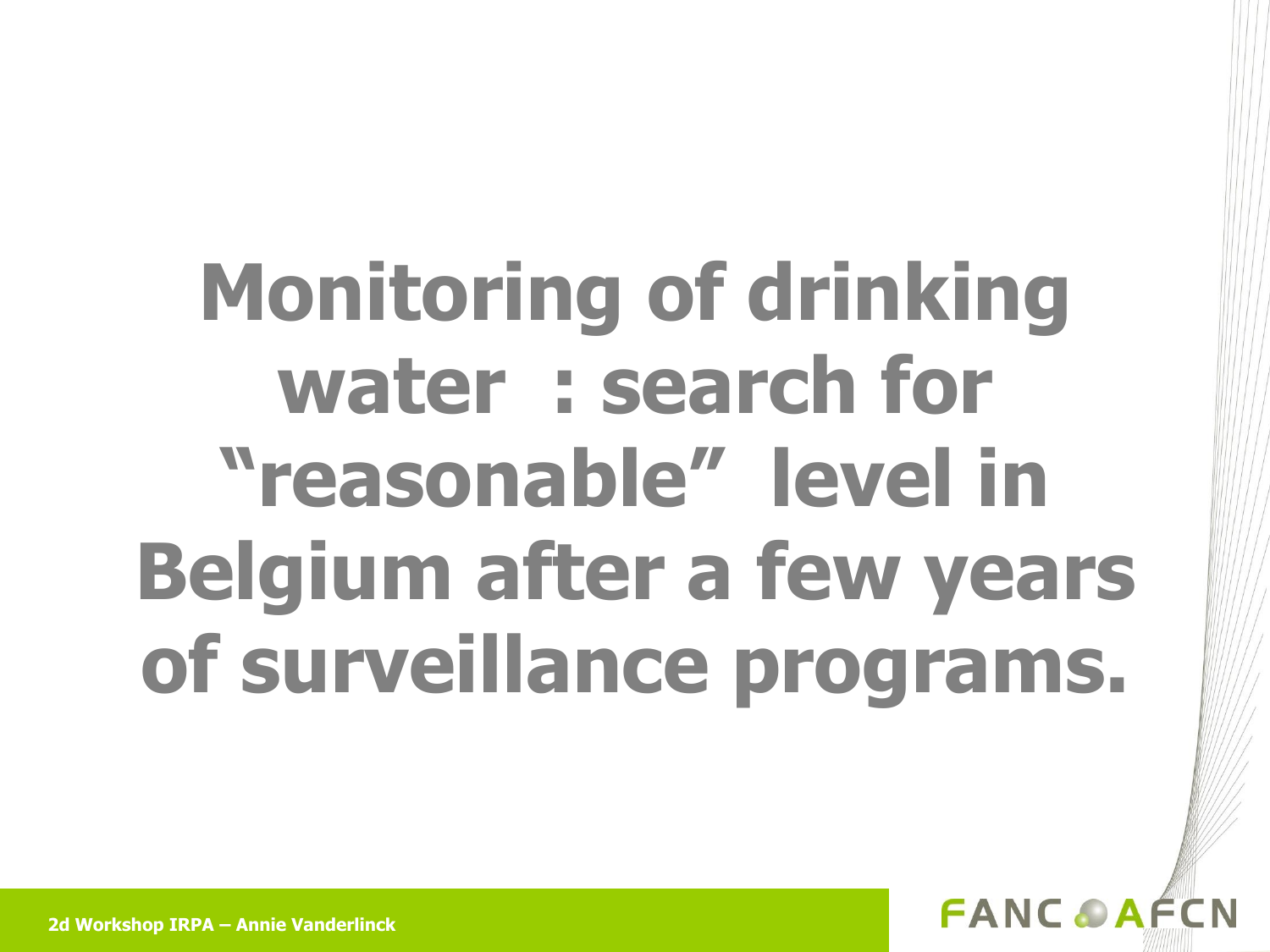# Monitoring of drinking water : search for "reasonable" level in Belgium after a few years of surveillance programs.

2d Workshop IRPA – Annie Vanderlinck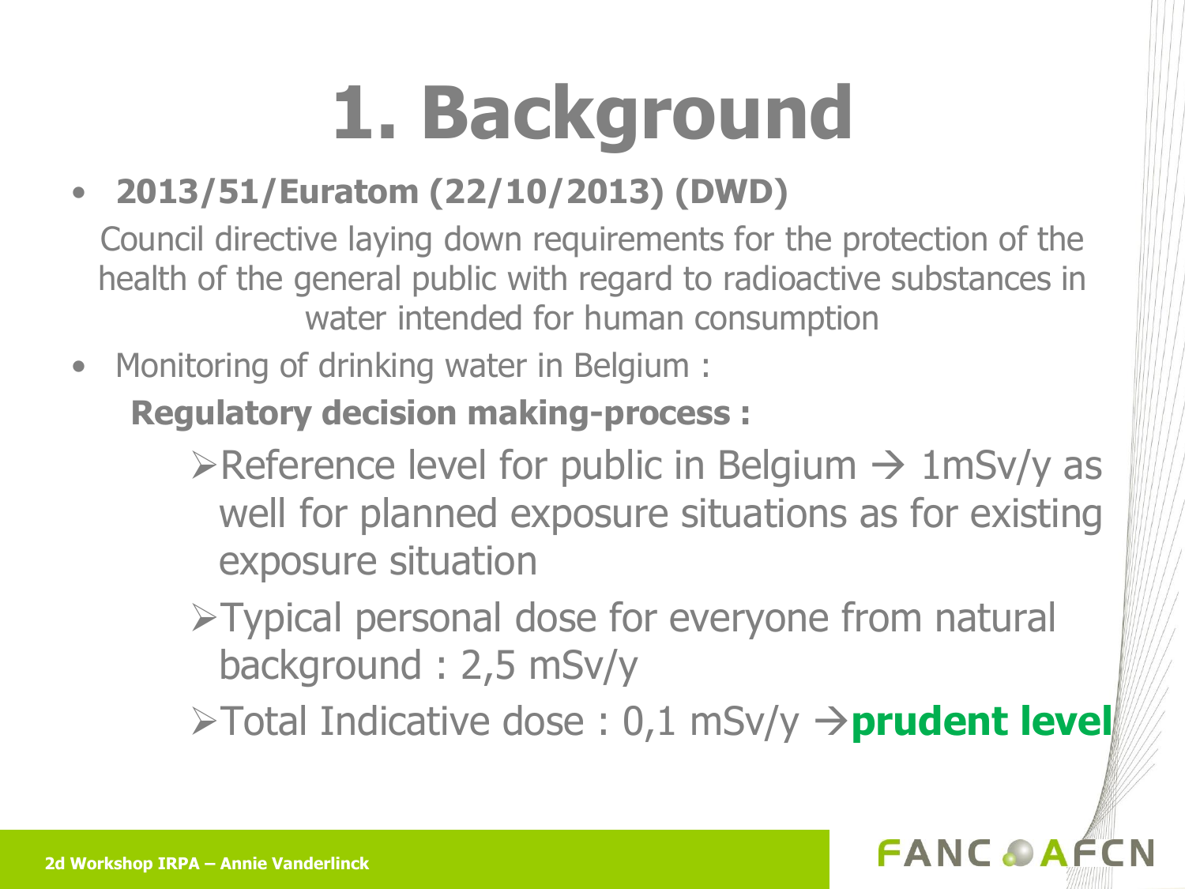# 1. Background

- **2013/51/Euratom (22/10/2013) (DWD)**

  Council directive laying down requirements for the protection of the health of the general public with regard to radioactive substances in water intended for human consumption

- Monitoring of drinking water in Belgium :

  **Regulatory decision making-process :**

  - Reference level for public in Belgium → 1mSv/y as well for planned exposure situations as for existing exposure situation
  - Typical personal dose for everyone from natural background : 2,5 mSv/y
  - Total Indicative dose : 0,1 mSv/y →**prudent level**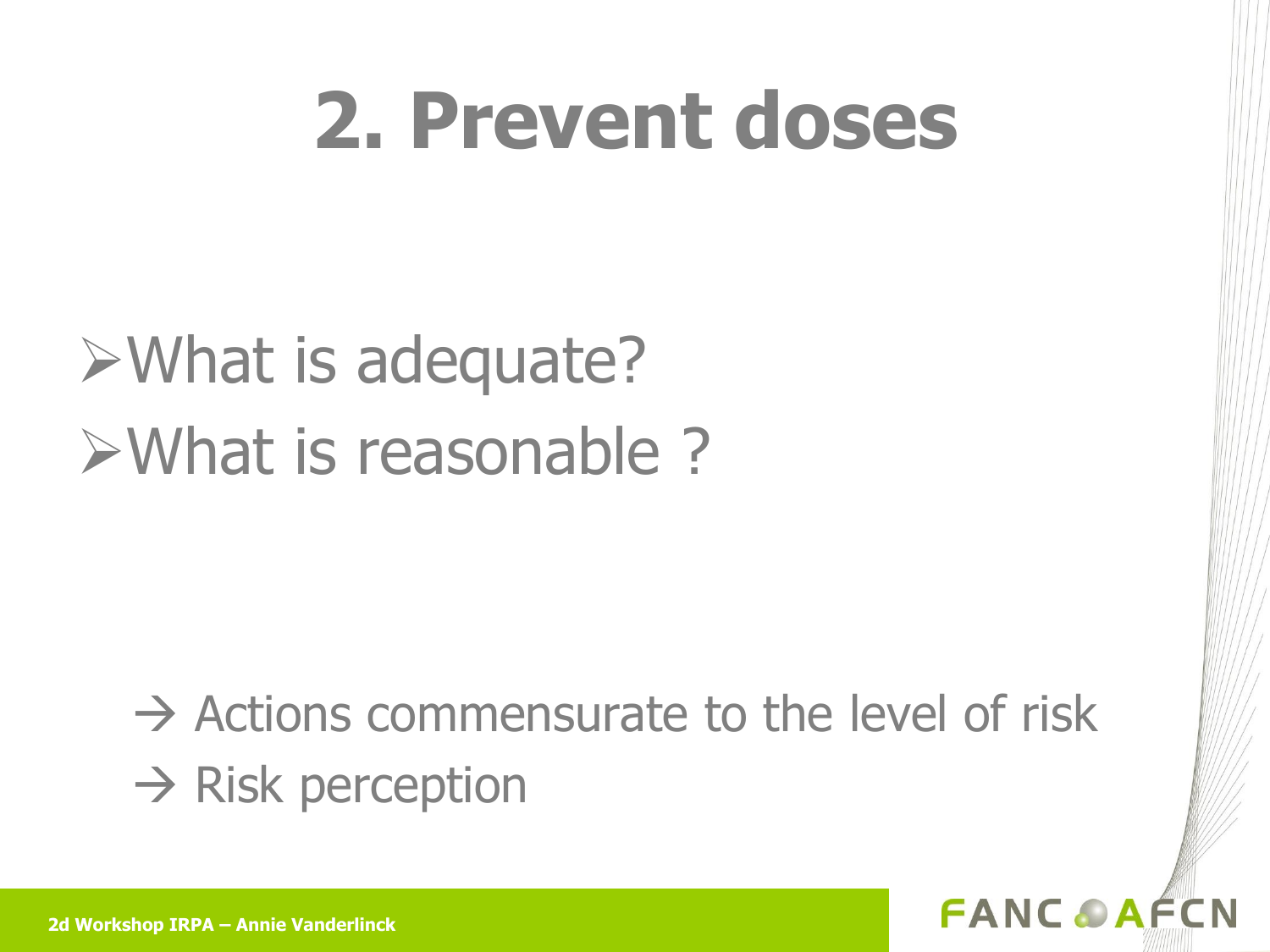# 2. Prevent doses

- What is adequate?
- What is reasonable ?

→ Actions commensurate to the level of risk

→ Risk perception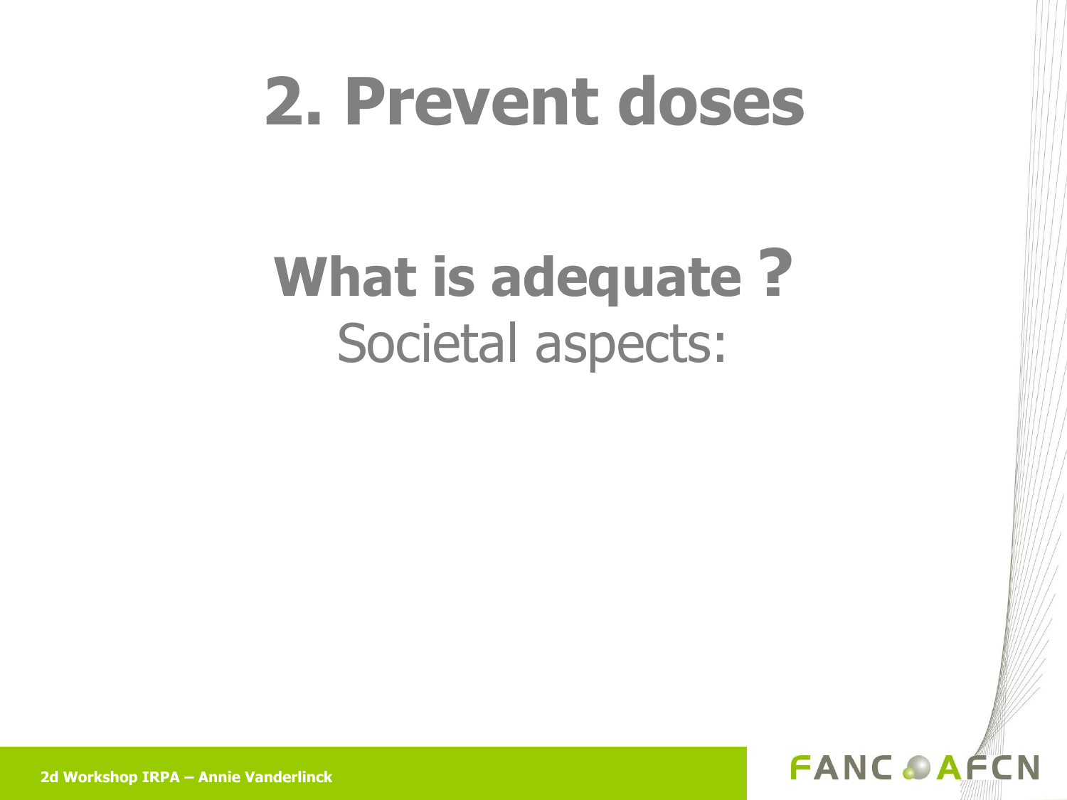# 2. Prevent doses

## What is adequate ?

Societal aspects: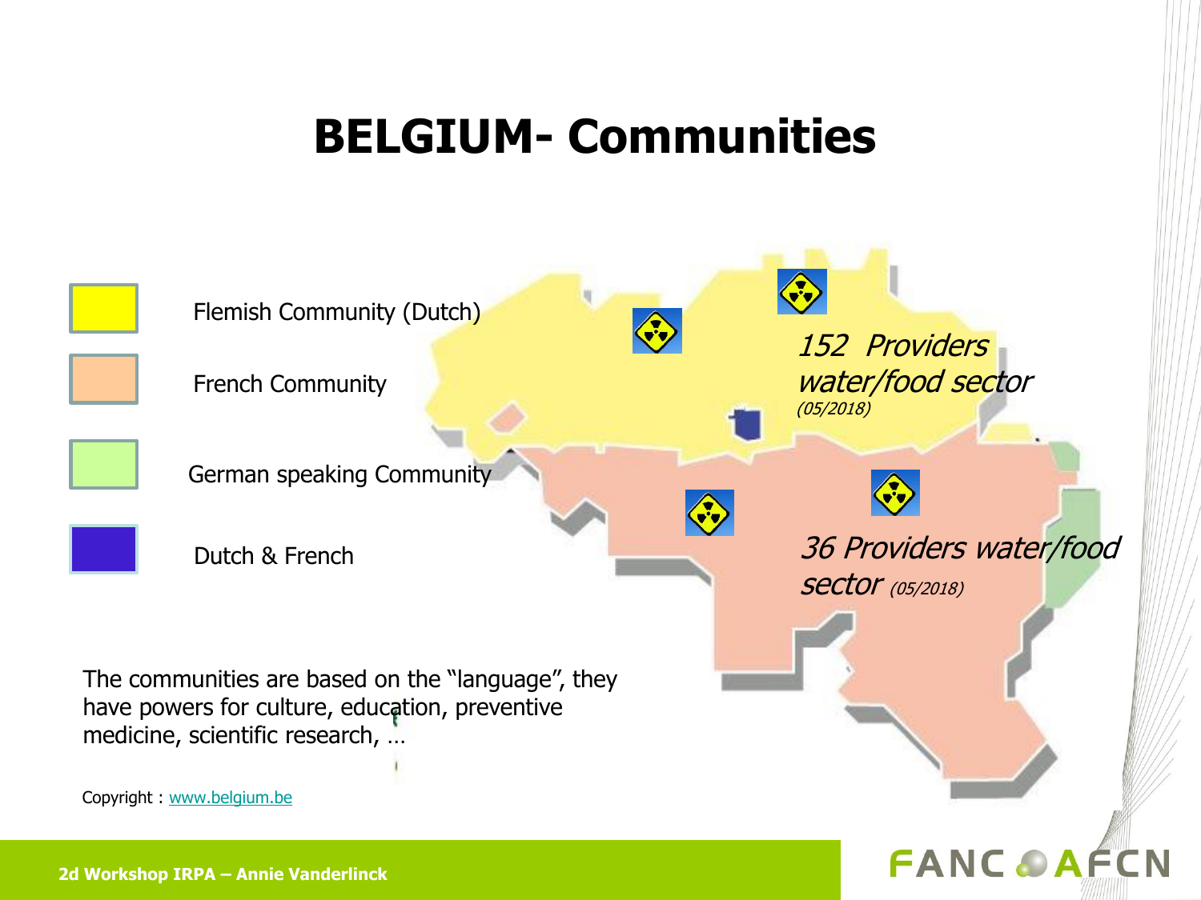# BELGIUM- Communities

- Flemish Community (Dutch)
- French Community
- German speaking Community
- Dutch & French

*152 Providers water/food sector* *(05/2018)*

*36 Providers water/food sector* *(05/2018)*

The communities are based on the "language", they have powers for culture, education, preventive medicine, scientific research, …

Copyright : www.belgium.be

**2d Workshop IRPA – Annie Vanderlinck**

FANC AFCN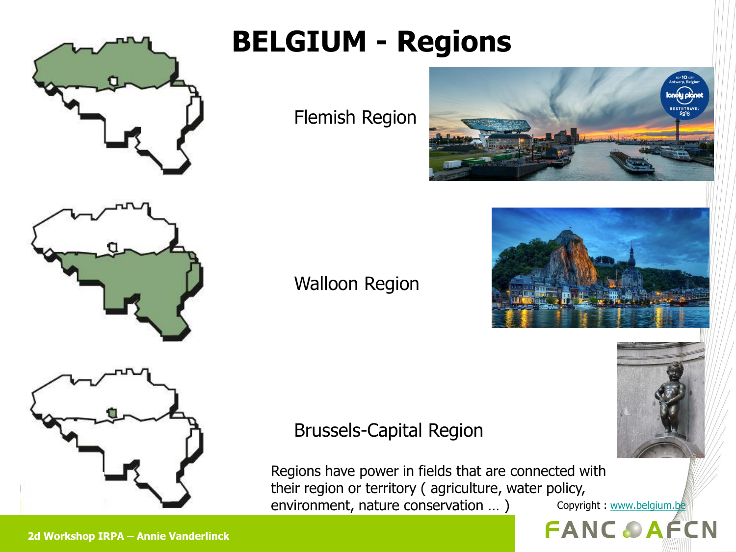# BELGIUM - Regions

Flemish Region

Walloon Region

Brussels-Capital Region

Regions have power in fields that are connected with their region or territory ( agriculture, water policy, environment, nature conservation … )

Copyright : www.belgium.be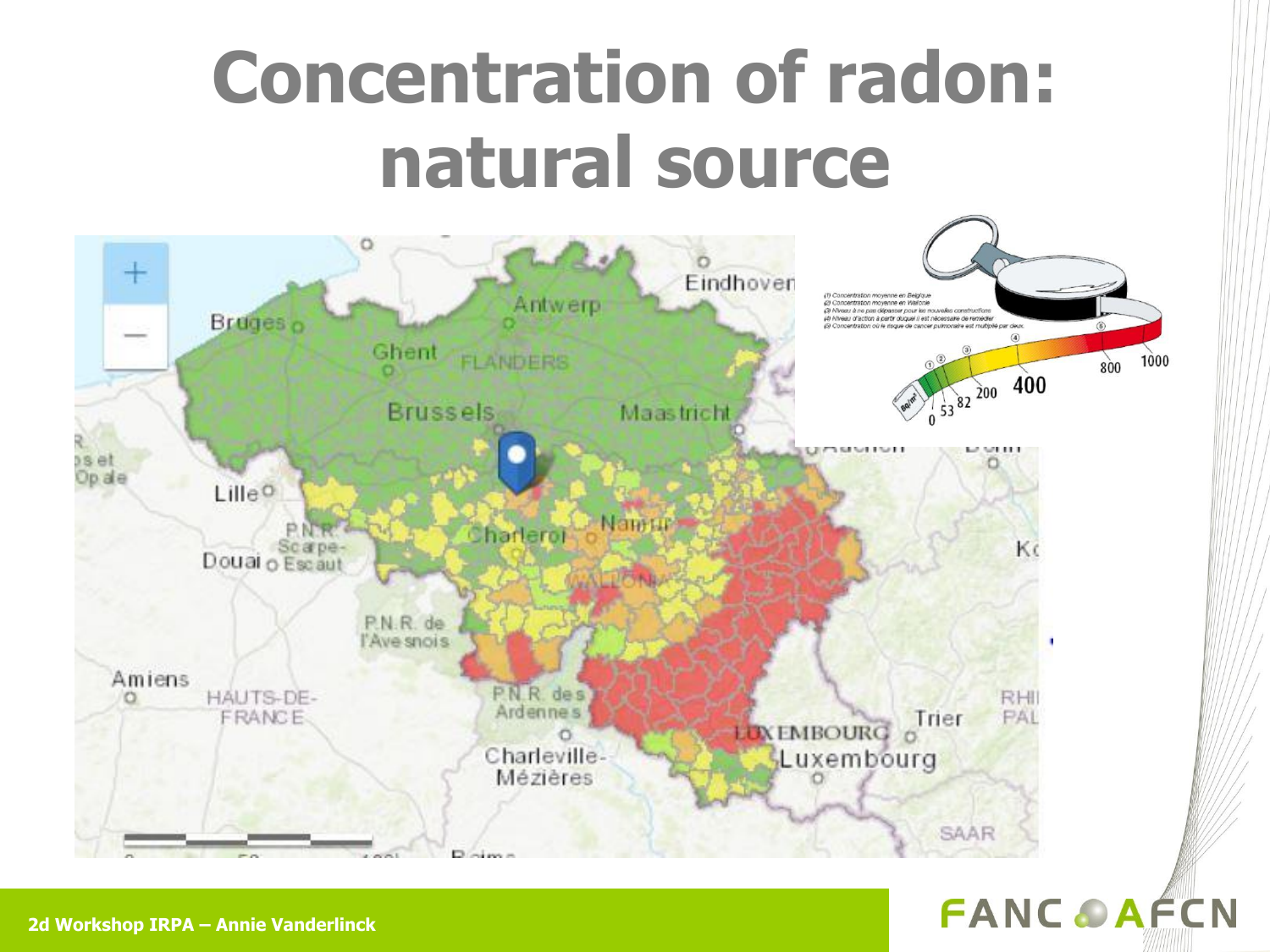# Concentration of radon: natural source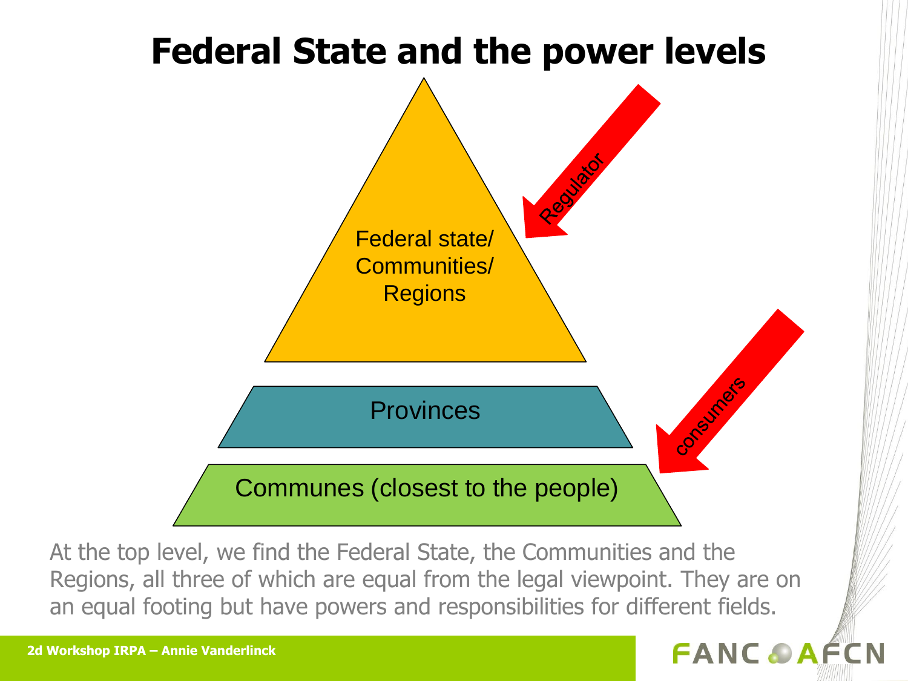# Federal State and the power levels

Federal state/
Communities/
Regions

Regulator

Provinces

consumers

Communes (closest to the people)

At the top level, we find the Federal State, the Communities and the Regions, all three of which are equal from the legal viewpoint. They are on an equal footing but have powers and responsibilities for different fields.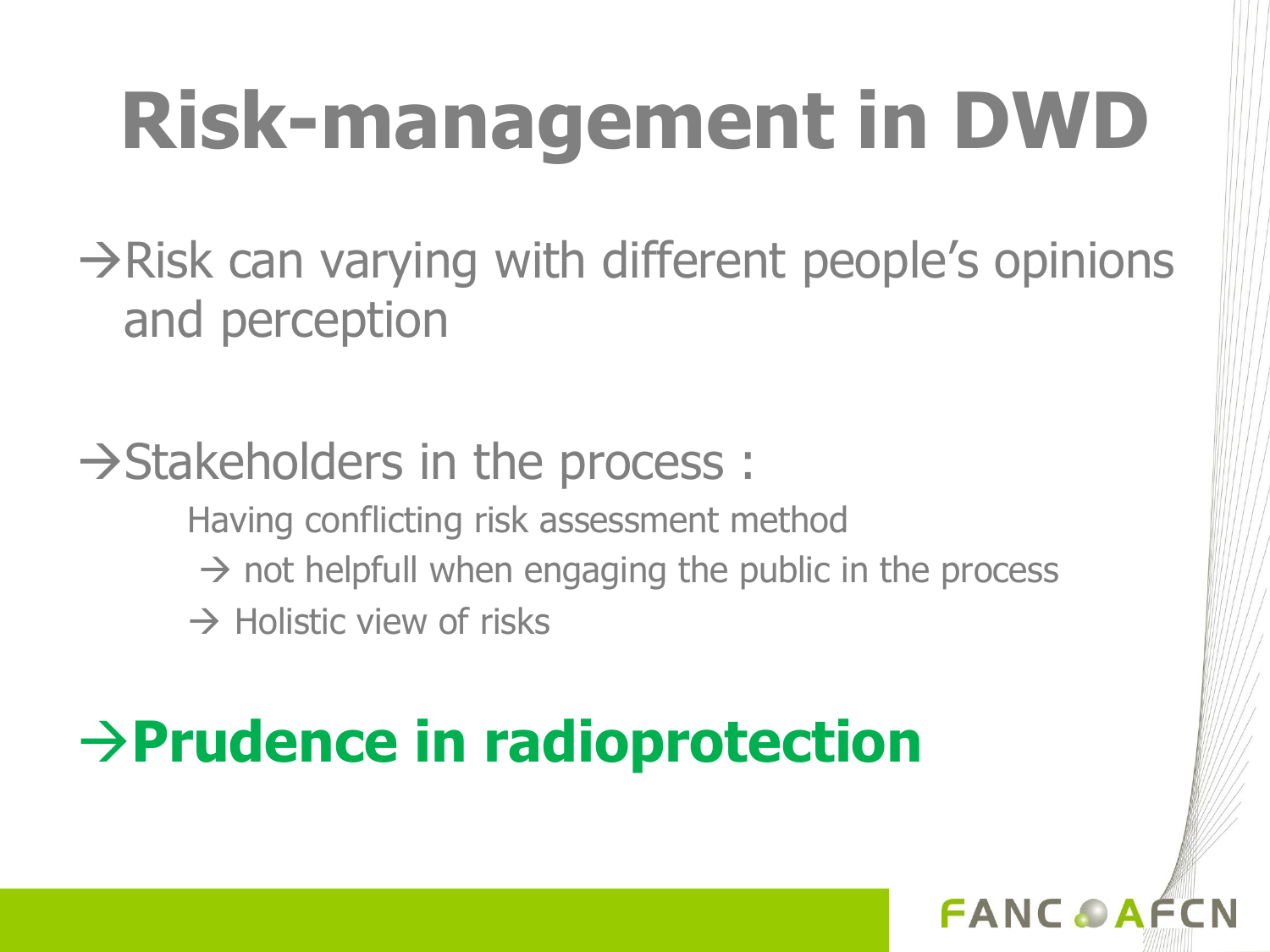# Risk-management in DWD

→Risk can varying with different people's opinions and perception

→Stakeholders in the process :

Having conflicting risk assessment method

→ not helpfull when engaging the public in the process

→ Holistic view of risks

**→Prudence in radioprotection**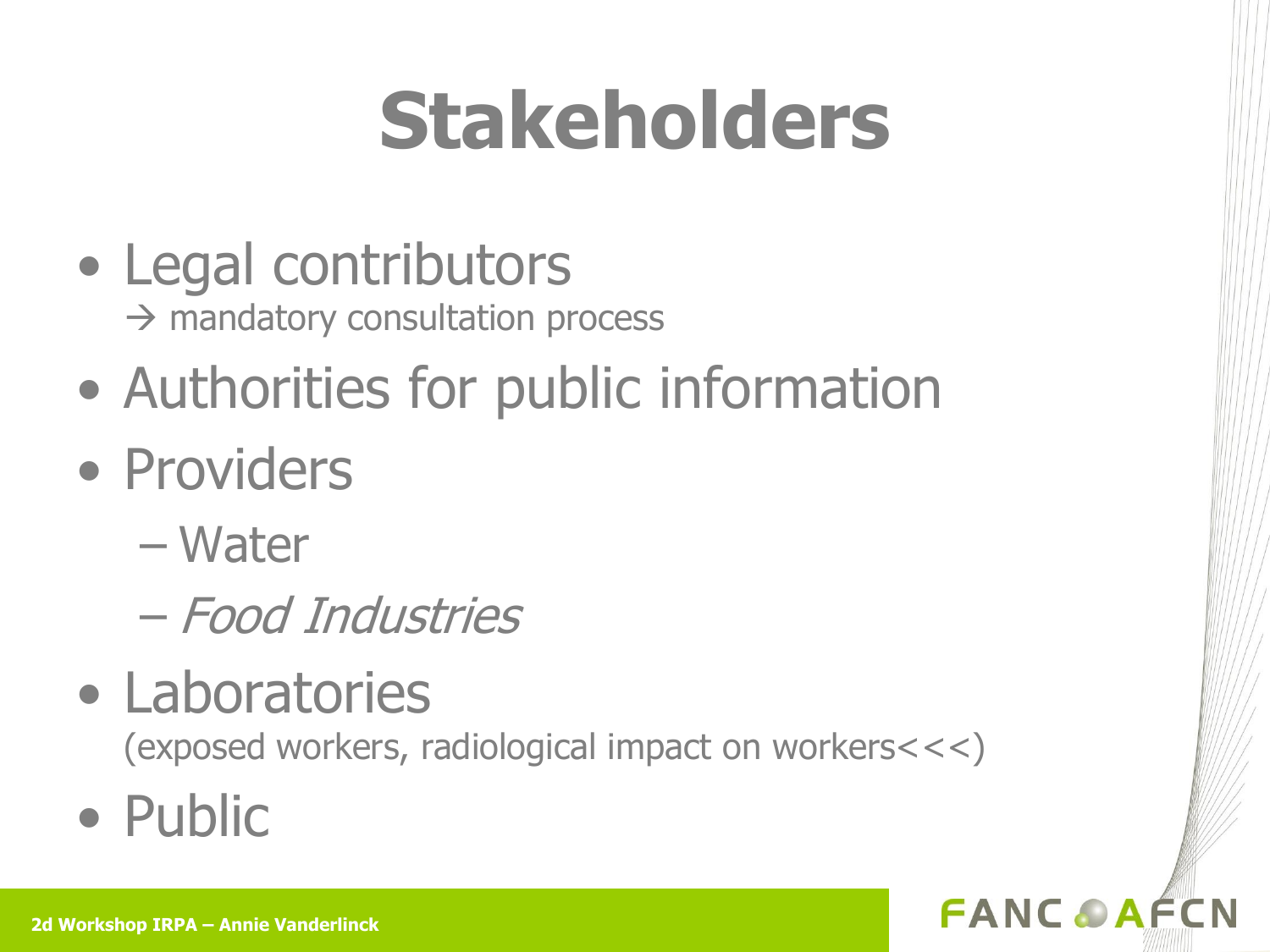# Stakeholders

- Legal contributors
  → mandatory consultation process
- Authorities for public information
- Providers
  - Water
  - *Food Industries*
- Laboratories
  (exposed workers, radiological impact on workers<<<)
- Public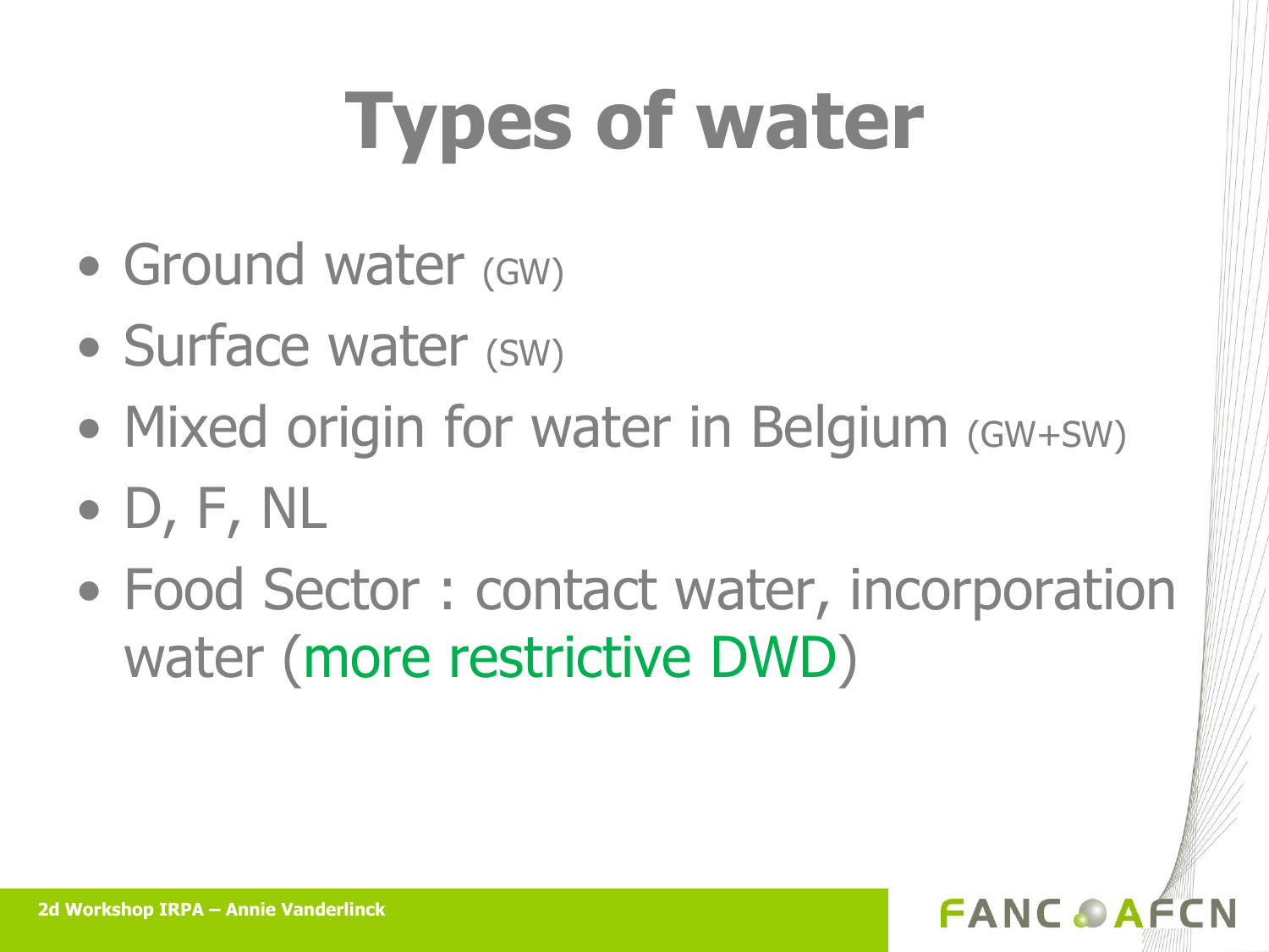# Types of water

- Ground water (GW)
- Surface water (SW)
- Mixed origin for water in Belgium (GW+SW)
- D, F, NL
- Food Sector : contact water, incorporation water (more restrictive DWD)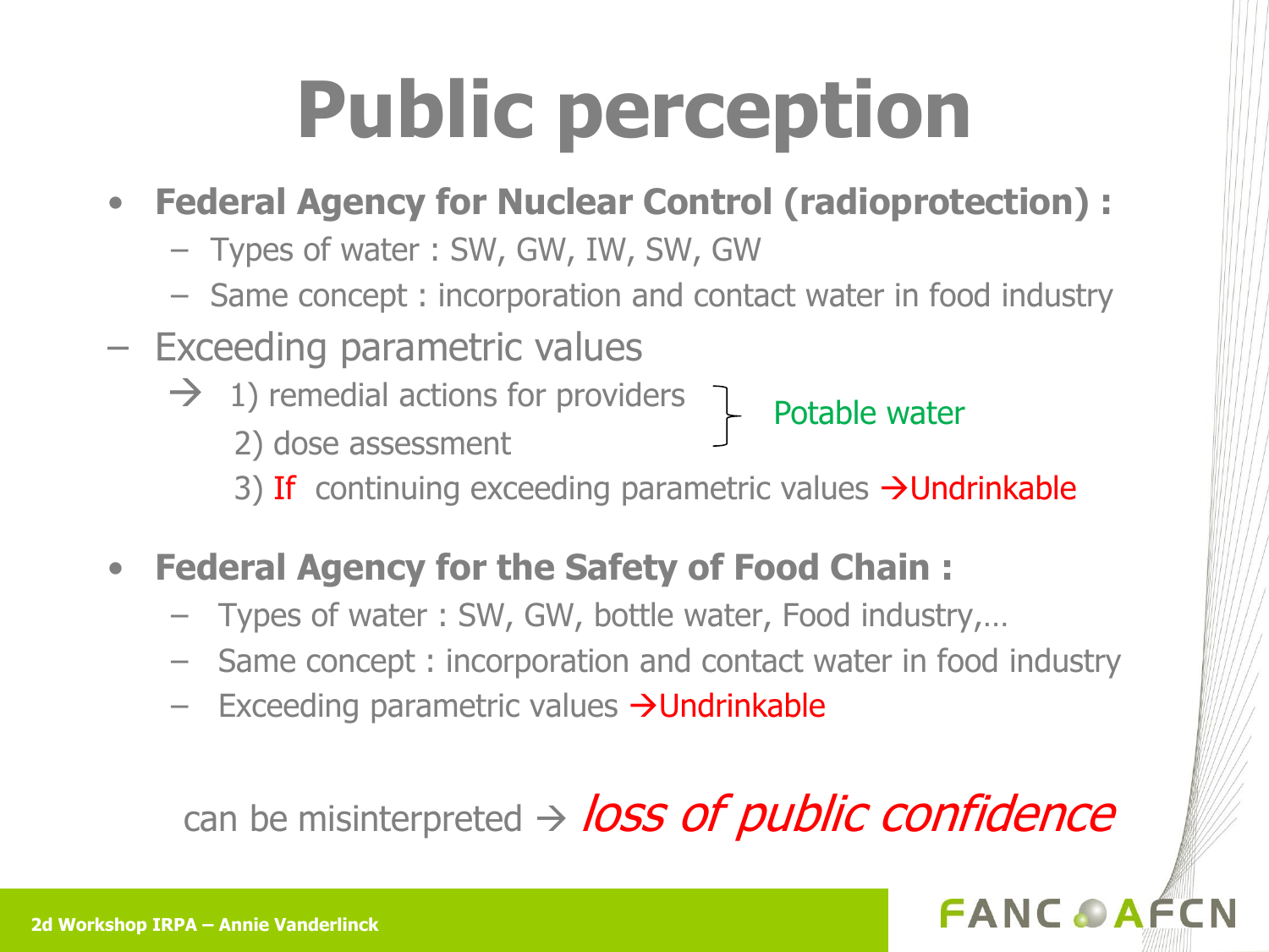# Public perception

- **Federal Agency for Nuclear Control (radioprotection) :**
  - Types of water : SW, GW, IW, SW, GW
  - Same concept : incorporation and contact water in food industry
- Exceeding parametric values
  - → 1) remedial actions for providers
    2) dose assessment
    } Potable water
    3) If continuing exceeding parametric values →Undrinkable

- **Federal Agency for the Safety of Food Chain :**
  - Types of water : SW, GW, bottle water, Food industry,…
  - Same concept : incorporation and contact water in food industry
  - Exceeding parametric values →Undrinkable

can be misinterpreted → *loss of public confidence*

2d Workshop IRPA – Annie Vanderlinck

FANC AFCN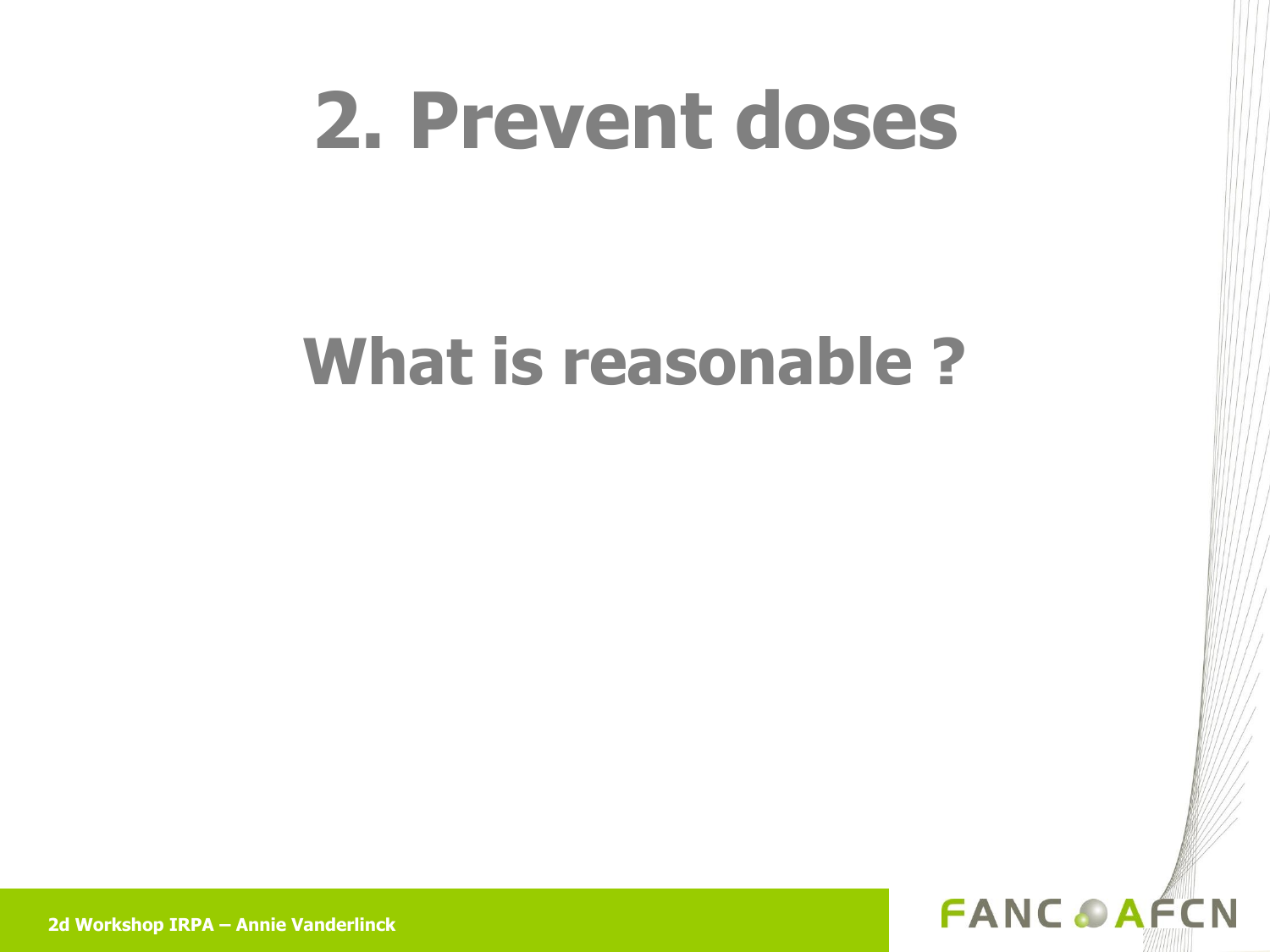# 2. Prevent doses

## What is reasonable ?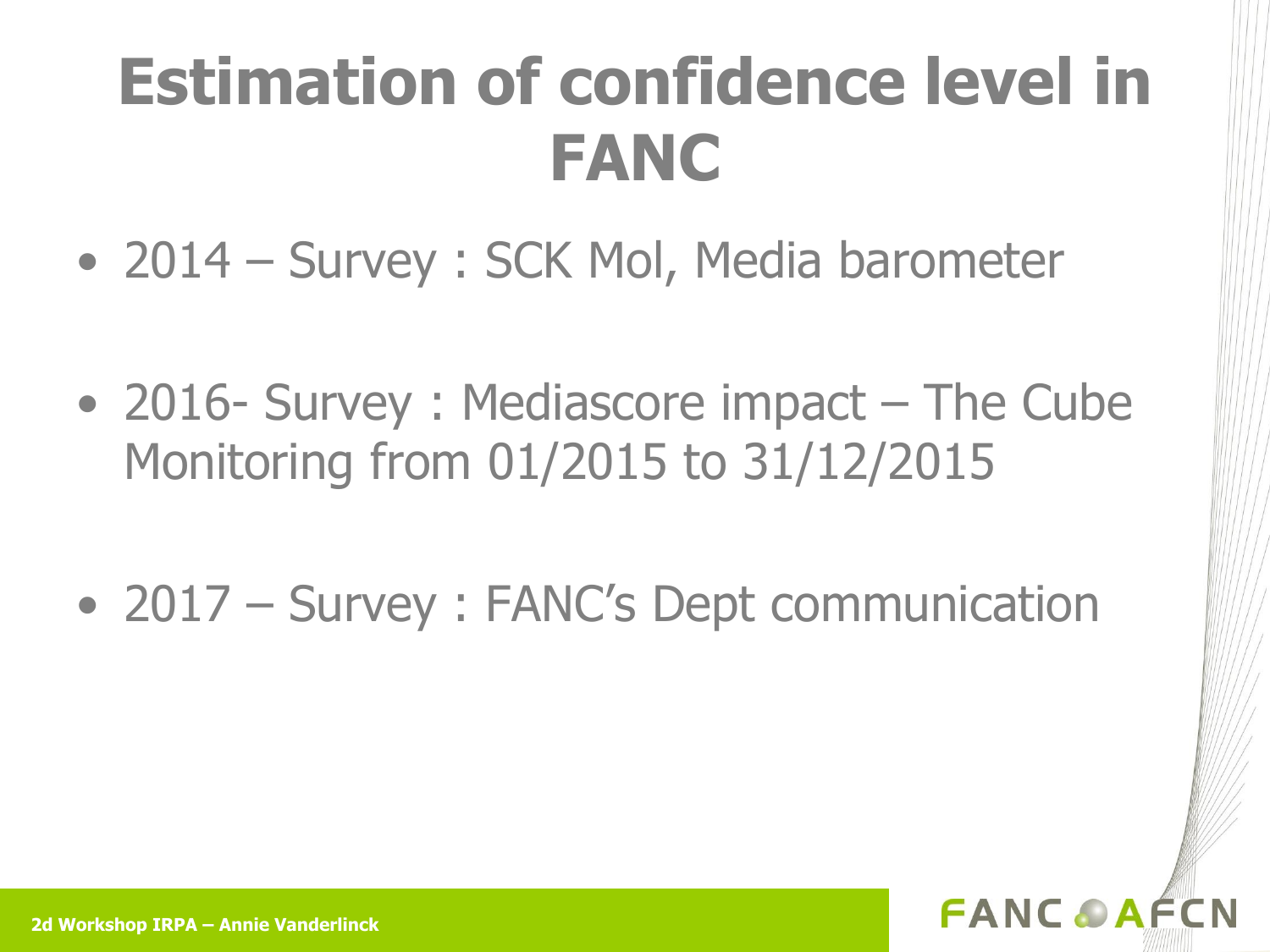# Estimation of confidence level in FANC

- 2014 – Survey : SCK Mol, Media barometer
- 2016- Survey : Mediascore impact – The Cube Monitoring from 01/2015 to 31/12/2015
- 2017 – Survey : FANC's Dept communication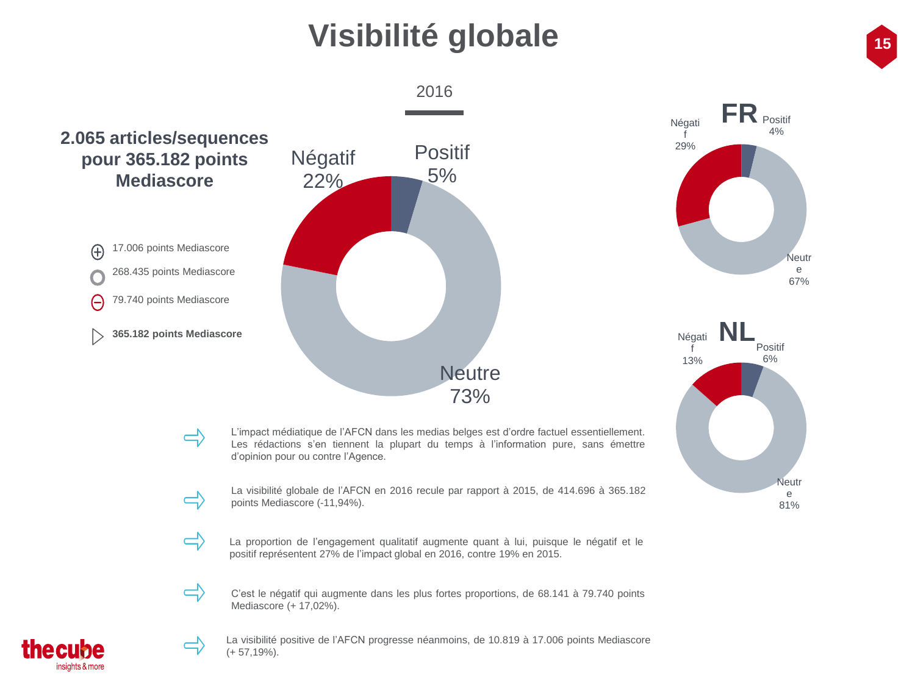# Visibilité globale

2016

**2.065 articles/sequences pour 365.182 points Mediascore**

- ⊕ 17.006 points Mediascore
- ○ 268.435 points Mediascore
- ⊖ 79.740 points Mediascore
- ▷ **365.182 points Mediascore**

Négatif 22%
Positif 5%
Neutre 73%

**FR**

Négatif 29%
Positif 4%
Neutre 67%

**NL**

Négatif 13%
Positif 6%
Neutre 81%

⇨ L'impact médiatique de l'AFCN dans les medias belges est d'ordre factuel essentiellement. Les rédactions s'en tiennent la plupart du temps à l'information pure, sans émettre d'opinion pour ou contre l'Agence.

⇨ La visibilité globale de l'AFCN en 2016 recule par rapport à 2015, de 414.696 à 365.182 points Mediascore (-11,94%).

⇨ La proportion de l'engagement qualitatif augmente quant à lui, puisque le négatif et le positif représentent 27% de l'impact global en 2016, contre 19% en 2015.

⇨ C'est le négatif qui augmente dans les plus fortes proportions, de 68.141 à 79.740 points Mediascore (+ 17,02%).

⇨ La visibilité positive de l'AFCN progresse néanmoins, de 10.819 à 17.006 points Mediascore (+ 57,19%).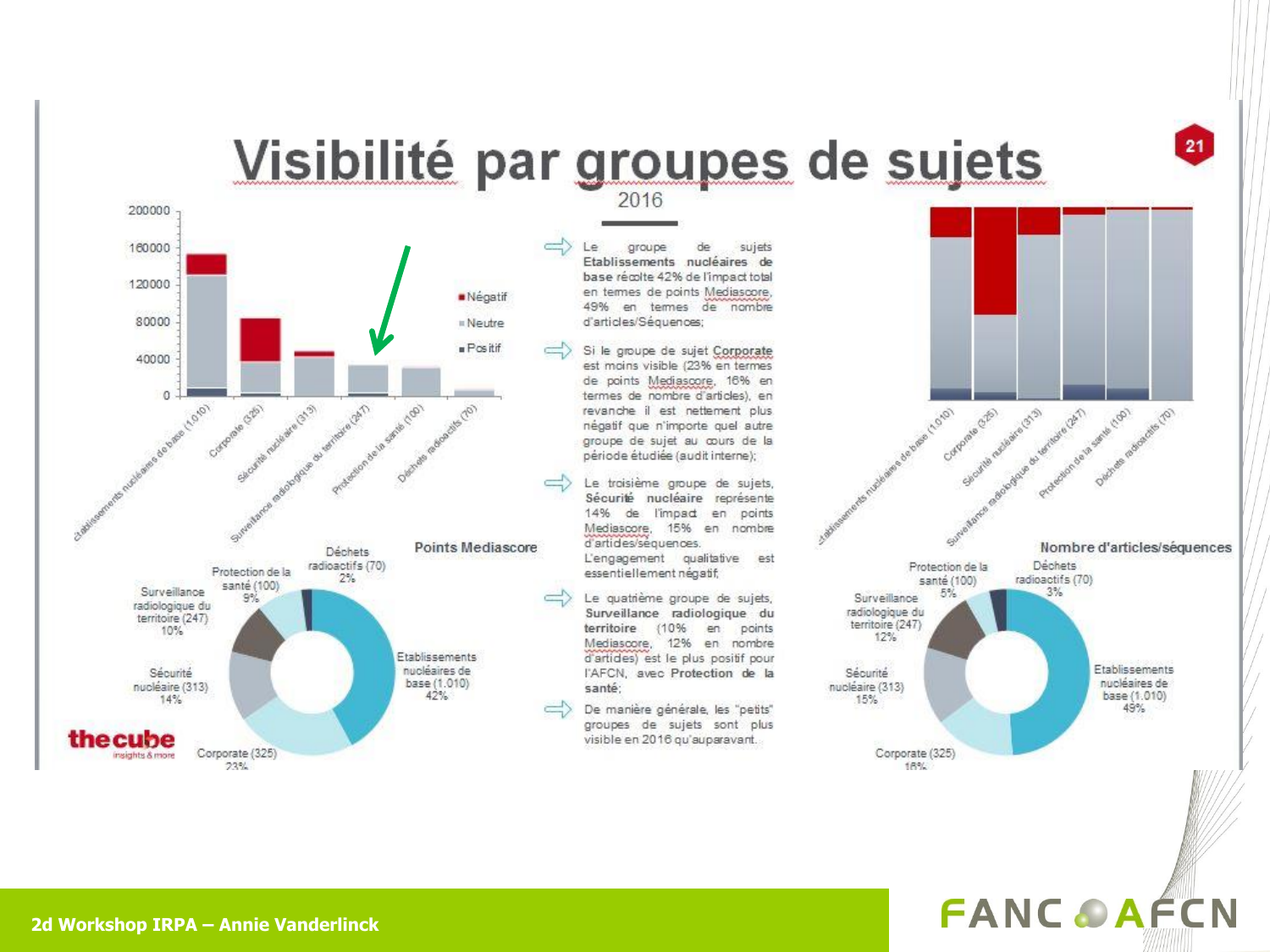# Visibilité par groupes de sujets

2016

- Le groupe de sujets **Etablissements nucléaires de base** récolte 42% de l'impact total en termes de points Mediascore, 49% en termes de nombre d'articles/Séquences;
- Si le groupe de sujet Corporate est moins visible (23% en termes de points Mediascore, 16% en termes de nombre d'articles), en revanche il est nettement plus négatif que n'importe quel autre groupe de sujet au cours de la période étudiée (audit interne);
- Le troisième groupe de sujets, **Sécurité nucléaire** représente 14% de l'impact en points Mediascore, 15% en nombre d'articles/séquences. L'engagement qualitatif est essentiellement négatif;
- Le quatrième groupe de sujets, **Surveillance radiologique du territoire** (10% en points Mediascore, 12% en nombre d'articles) est le plus positif pour l'AFCN, avec **Protection de la santé**;
- De manière générale, les "petits" groupes de sujets sont plus visible en 2016 qu'auparavant.

**Points Mediascore**

- Etablissements nucléaires de base (1.010) 42%
- Corporate (325) 23%
- Sécurité nucléaire (313) 14%
- Surveillance radiologique du territoire (247) 10%
- Protection de la santé (100) 9%
- Déchets radioactifs (70) 2%

**Nombre d'articles/séquences**

- Etablissements nucléaires de base (1.010) 49%
- Corporate (325) 16%
- Sécurité nucléaire (313) 15%
- Surveillance radiologique du territoire (247) 12%
- Protection de la santé (100) 5%
- Déchets radioactifs (70) 3%

Légende: Négatif / Neutre / Positif

thecube insights & more

2d Workshop IRPA – Annie Vanderlinck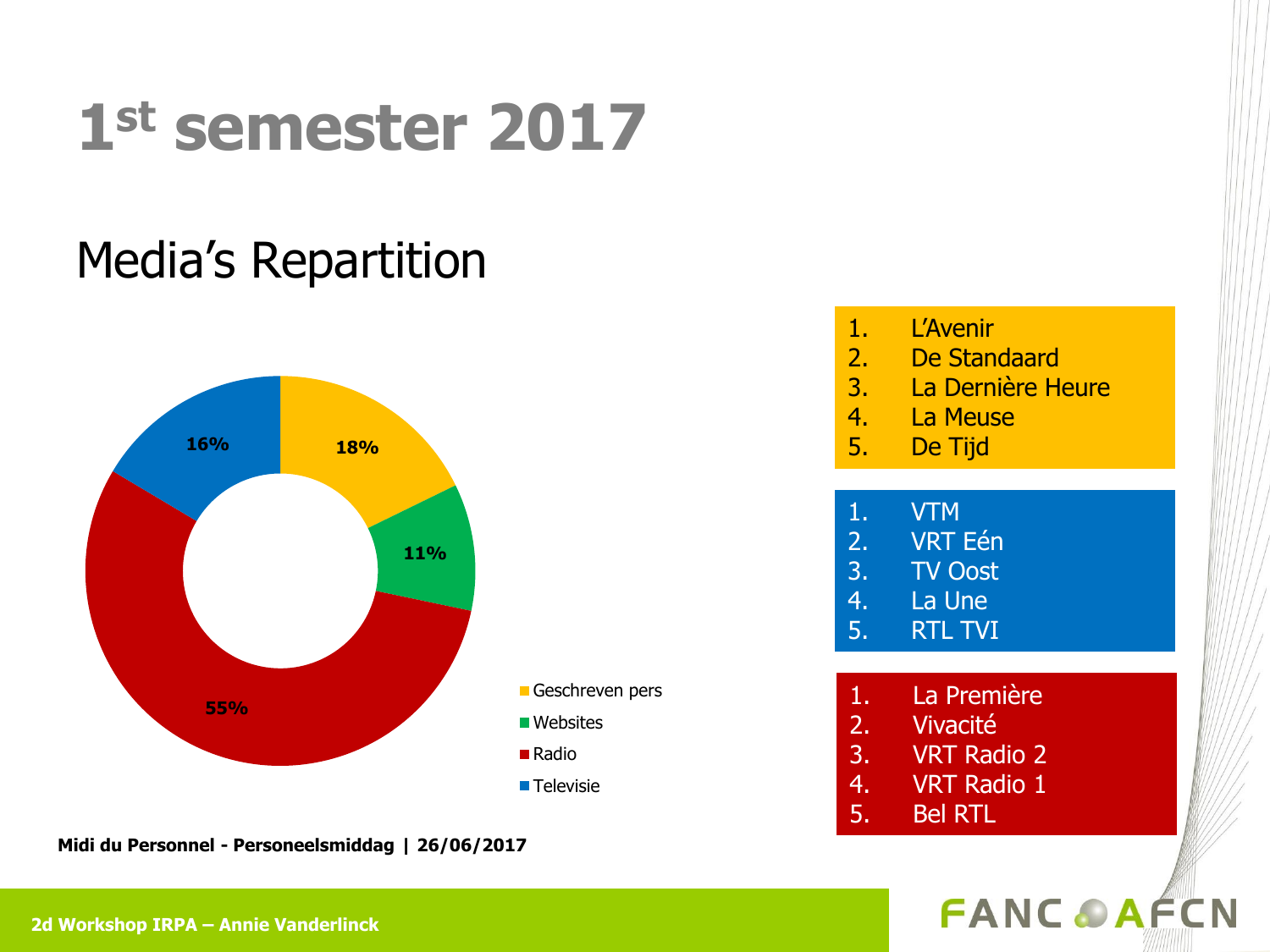# 1st semester 2017

## Media's Repartition

| Media | Share |
|---|---|
| Geschreven pers | 18% |
| Websites | 11% |
| Radio | 55% |
| Televisie | 16% |

1. L'Avenir
2. De Standaard
3. La Dernière Heure
4. La Meuse
5. De Tijd

1. VTM
2. VRT Eén
3. TV Oost
4. La Une
5. RTL TVI

1. La Première
2. Vivacité
3. VRT Radio 2
4. VRT Radio 1
5. Bel RTL

**Midi du Personnel - Personeelsmiddag | 26/06/2017**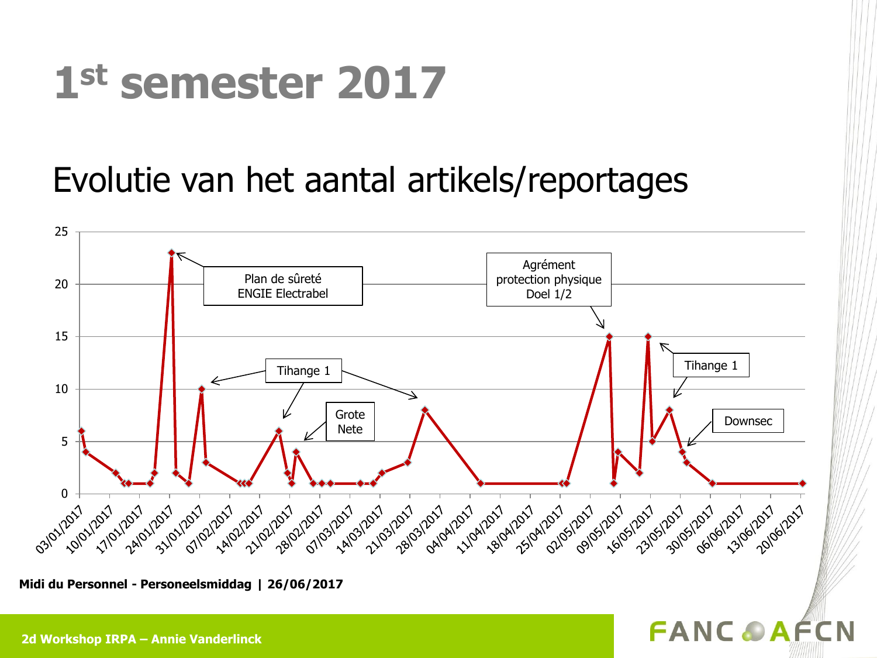# 1st semester 2017

## Evolutie van het aantal artikels/reportages

Plan de sûreté ENGIE Electrabel

Agrément protection physique Doel 1/2

Tihange 1

Grote Nete

Tihange 1

Downsec

Midi du Personnel - Personeelsmiddag | 26/06/2017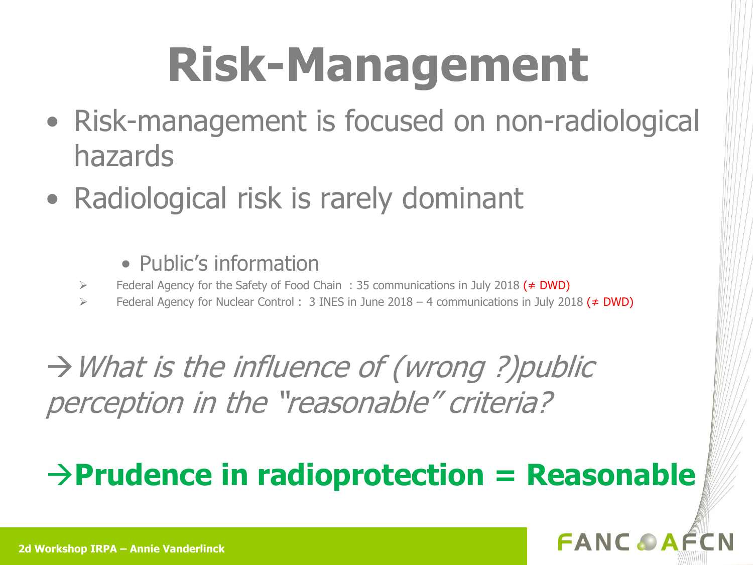# Risk-Management

- Risk-management is focused on non-radiological hazards
- Radiological risk is rarely dominant

  - Public's information

➢ Federal Agency for the Safety of Food Chain : 35 communications in July 2018 (≠ DWD)

➢ Federal Agency for Nuclear Control : 3 INES in June 2018 – 4 communications in July 2018 (≠ DWD)

→*What is the influence of (wrong ?)public perception in the "reasonable" criteria?*

**→Prudence in radioprotection = Reasonable**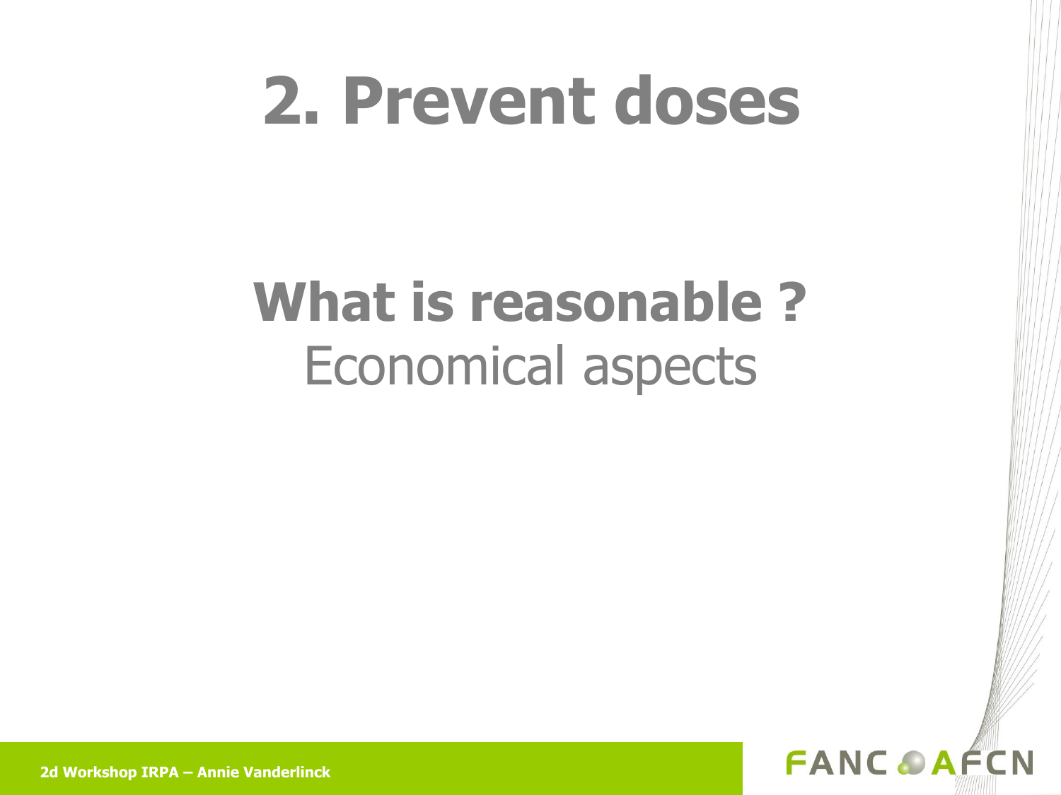# 2. Prevent doses

## What is reasonable ?

Economical aspects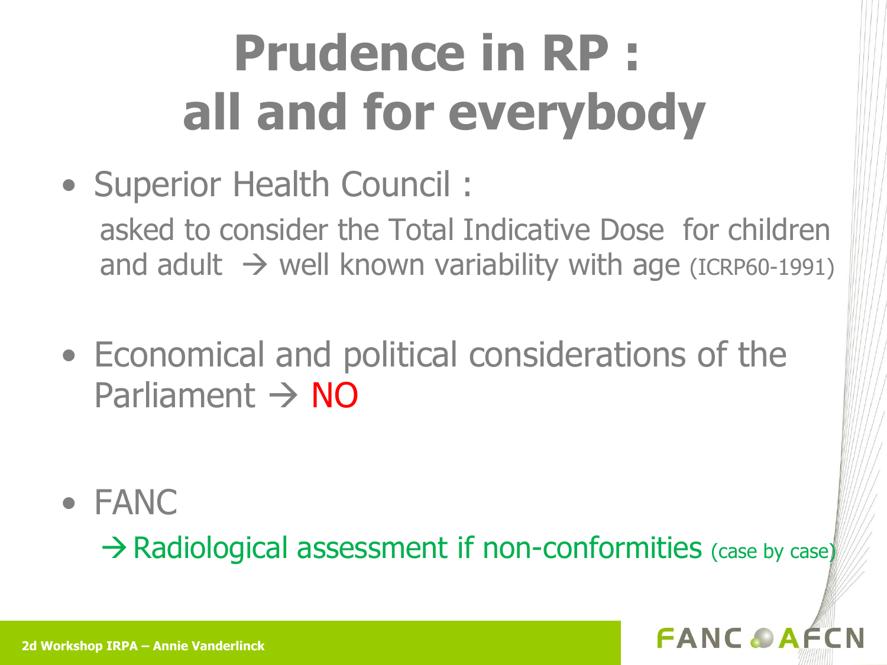# Prudence in RP : all and for everybody

- Superior Health Council :

  asked to consider the Total Indicative Dose for children and adult → well known variability with age (ICRP60-1991)

- Economical and political considerations of the Parliament → NO

- FANC

  → Radiological assessment if non-conformities (case by case)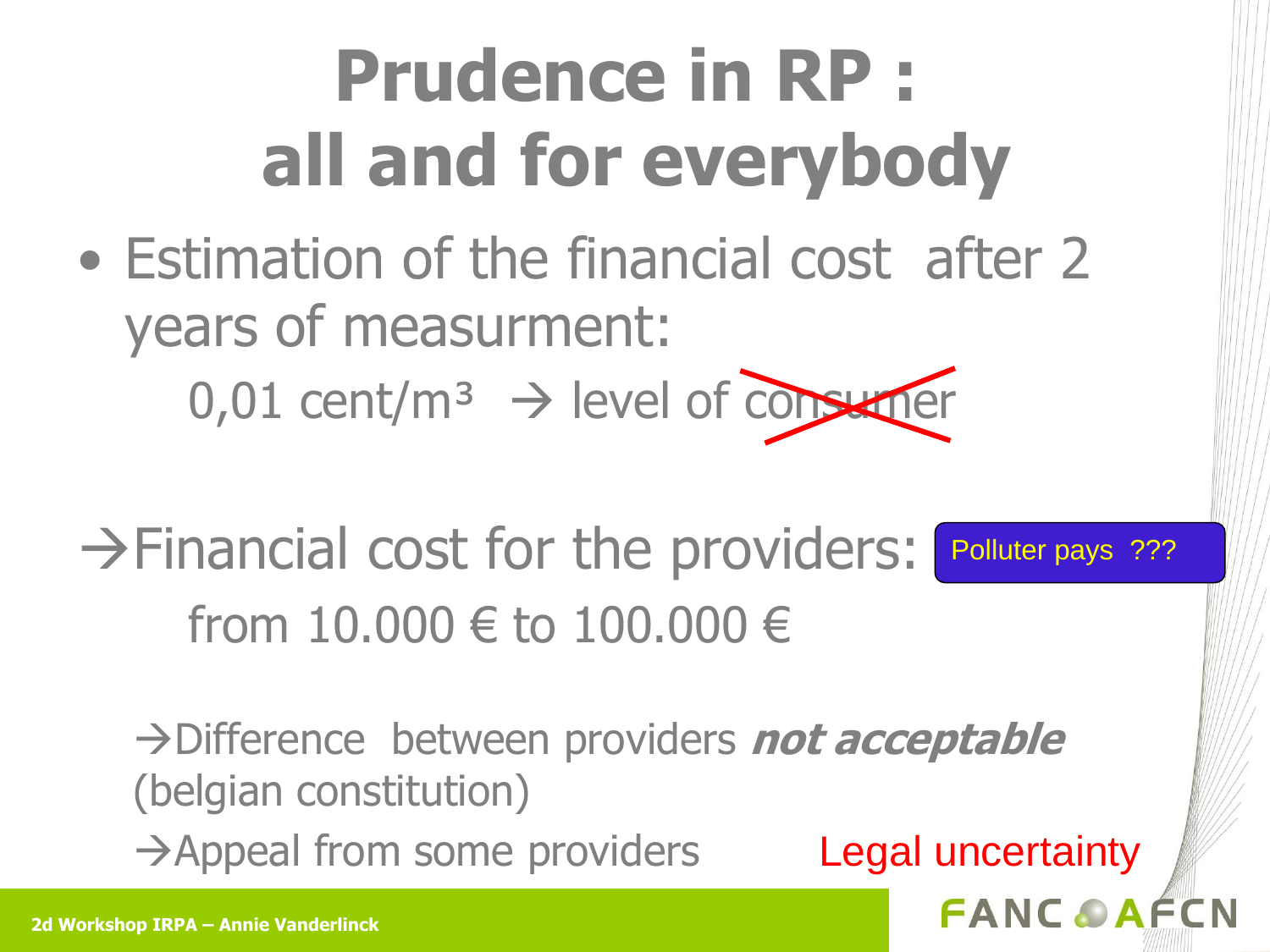# Prudence in RP : all and for everybody

- Estimation of the financial cost after 2 years of measurment:

  0,01 cent/m³ → level of ~~consumer~~

→Financial cost for the providers: Polluter pays ???

from 10.000 € to 100.000 €

→Difference between providers ***not acceptable*** (belgian constitution)

→Appeal from some providers Legal uncertainty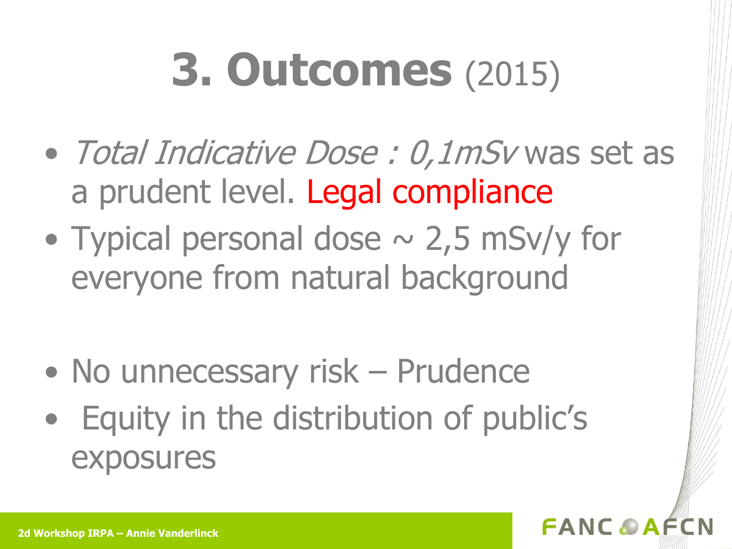# 3. Outcomes (2015)

- *Total Indicative Dose : 0,1mSv* was set as a prudent level. Legal compliance
- Typical personal dose ~ 2,5 mSv/y for everyone from natural background

- No unnecessary risk – Prudence
- Equity in the distribution of public's exposures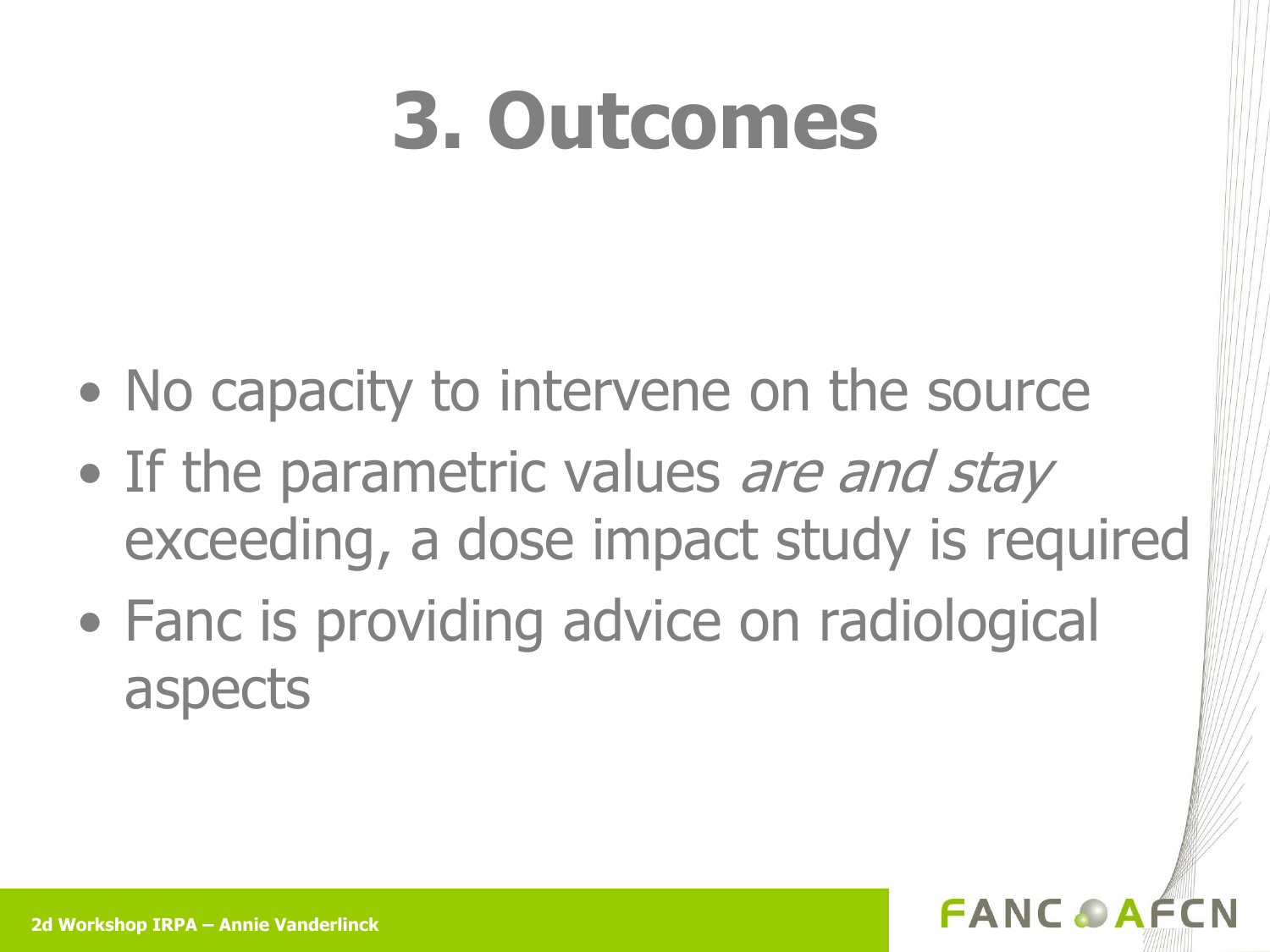# 3. Outcomes

- No capacity to intervene on the source
- If the parametric values *are and stay* exceeding, a dose impact study is required
- Fanc is providing advice on radiological aspects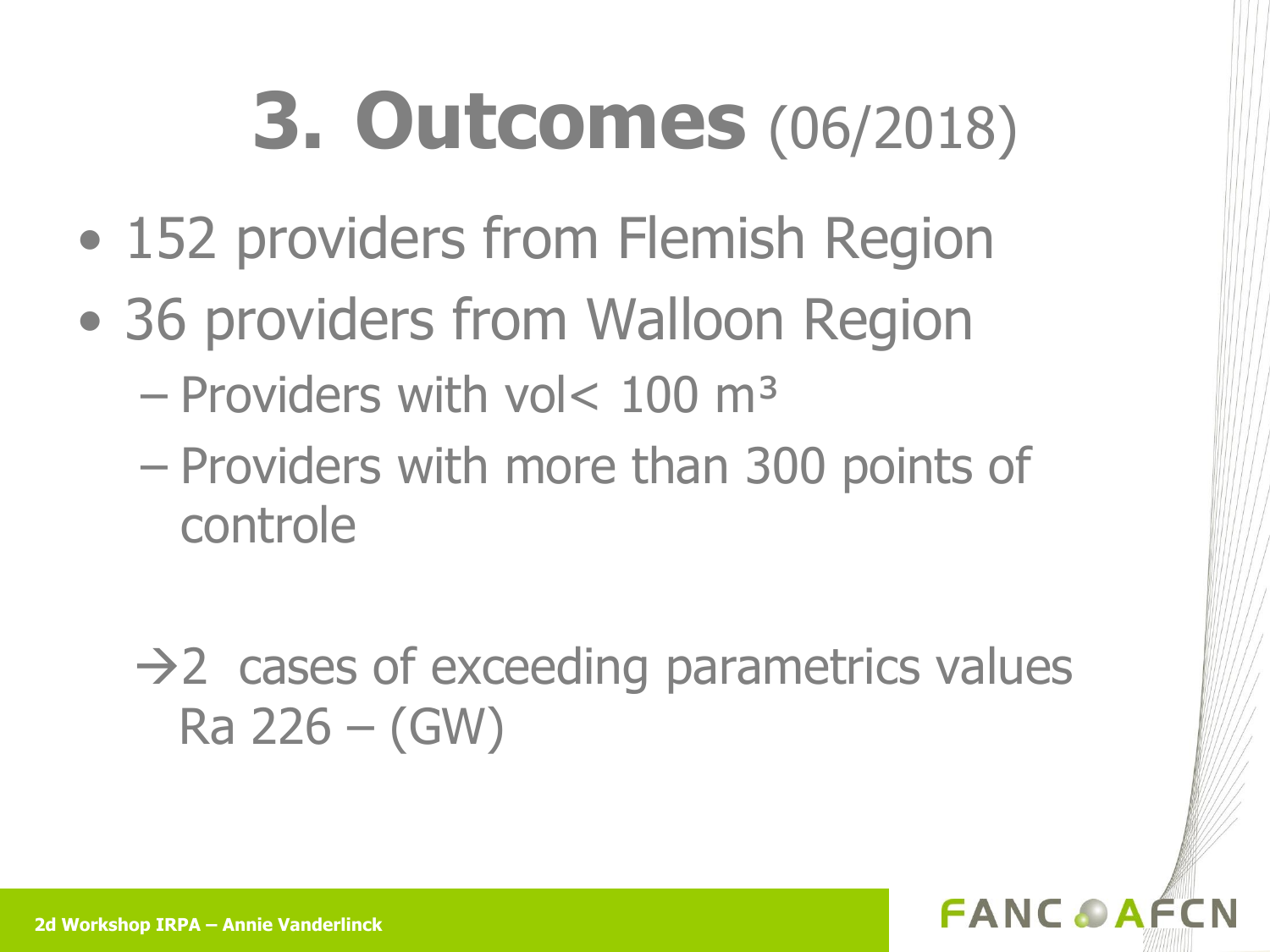# 3. Outcomes (06/2018)

- 152 providers from Flemish Region
- 36 providers from Walloon Region
  - Providers with vol< 100 m³
  - Providers with more than 300 points of controle

→2 cases of exceeding parametrics values Ra 226 – (GW)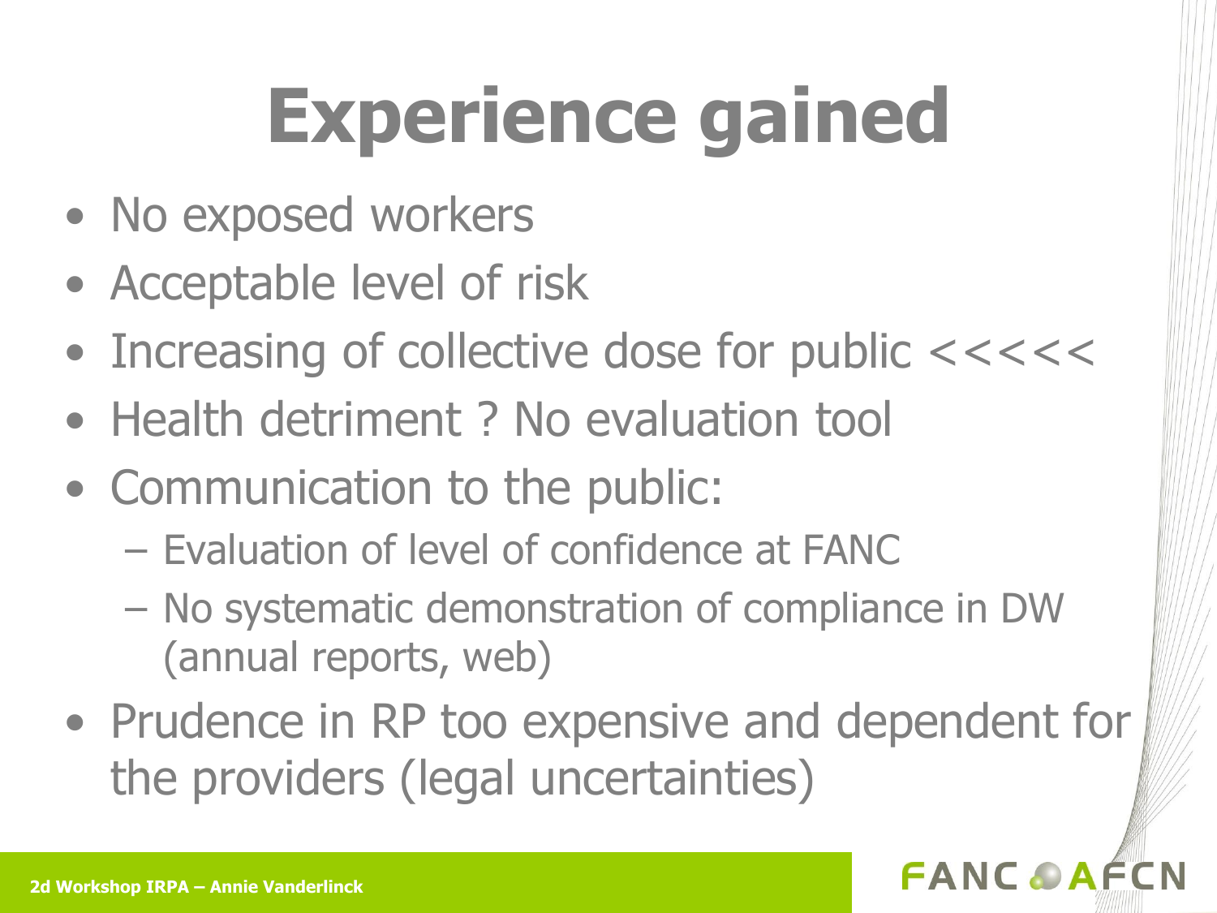# Experience gained

- No exposed workers
- Acceptable level of risk
- Increasing of collective dose for public <<<<<
- Health detriment ? No evaluation tool
- Communication to the public:
  - Evaluation of level of confidence at FANC
  - No systematic demonstration of compliance in DW (annual reports, web)
- Prudence in RP too expensive and dependent for the providers (legal uncertainties)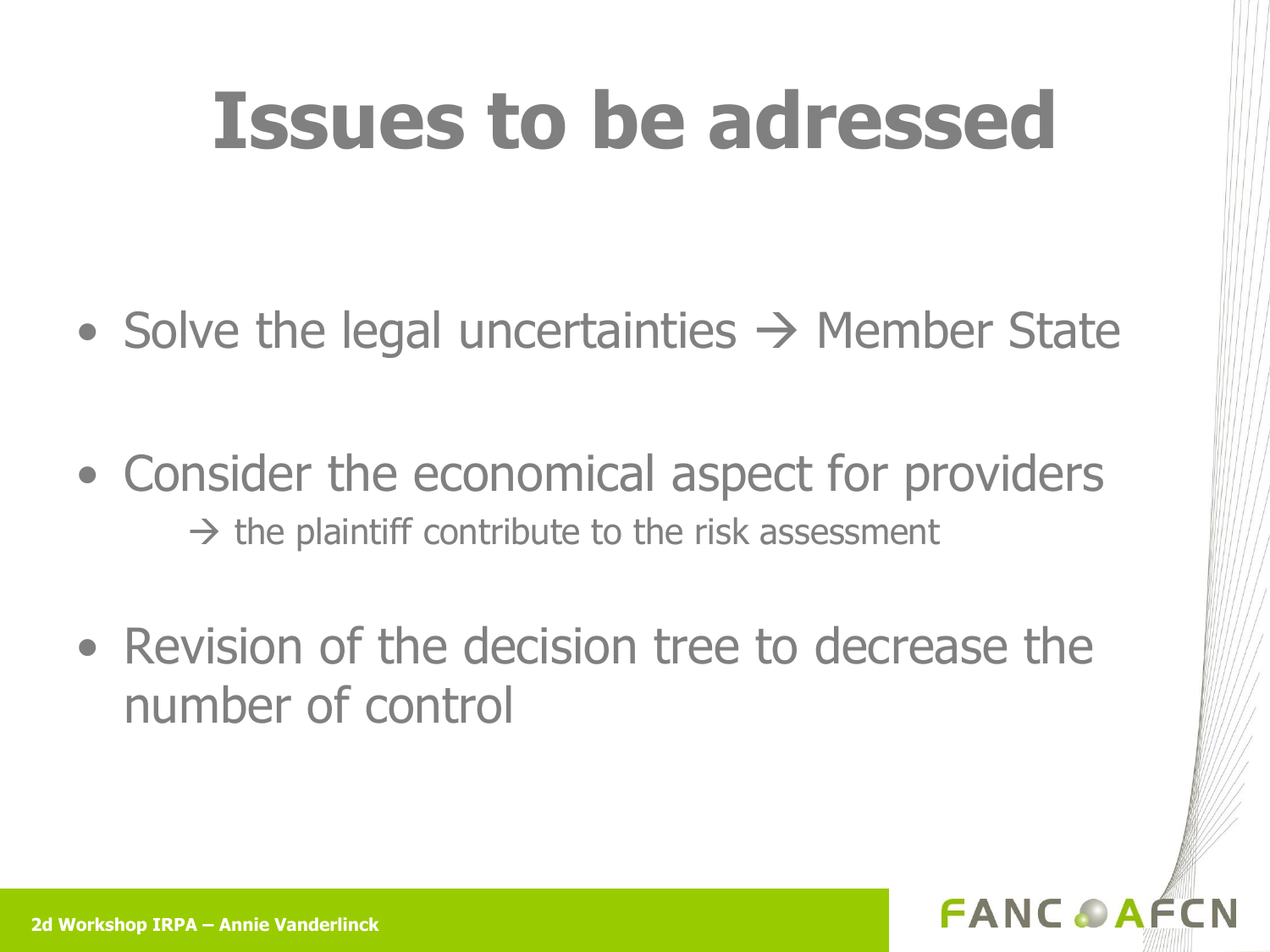# Issues to be adressed

- Solve the legal uncertainties → Member State
- Consider the economical aspect for providers
  - → the plaintiff contribute to the risk assessment
- Revision of the decision tree to decrease the number of control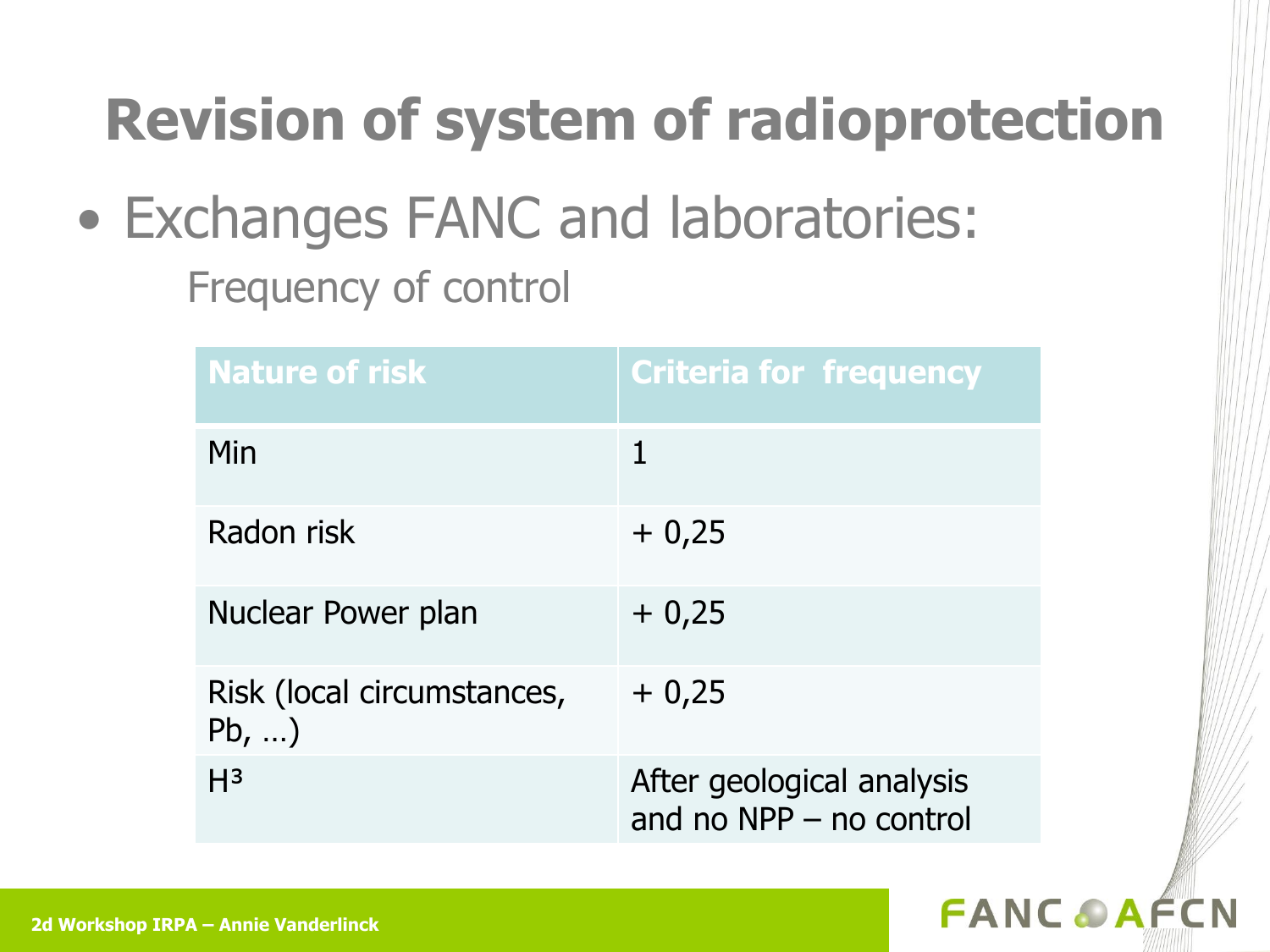# Revision of system of radioprotection

- Exchanges FANC and laboratories:

  Frequency of control

| Nature of risk | Criteria for frequency |
| --- | --- |
| Min | 1 |
| Radon risk | + 0,25 |
| Nuclear Power plan | + 0,25 |
| Risk (local circumstances, Pb, …) | + 0,25 |
| $H^3$ | After geological analysis and no NPP – no control |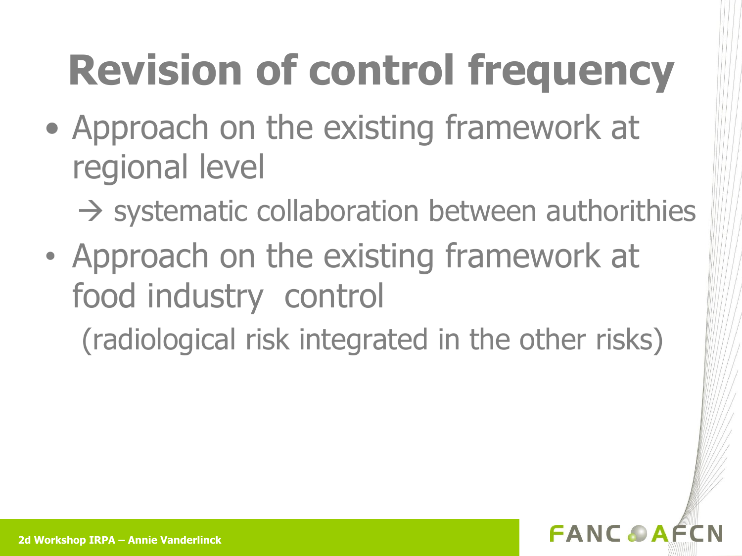# Revision of control frequency

- Approach on the existing framework at regional level

  → systematic collaboration between authorithies

- Approach on the existing framework at food industry  control

  (radiological risk integrated in the other risks)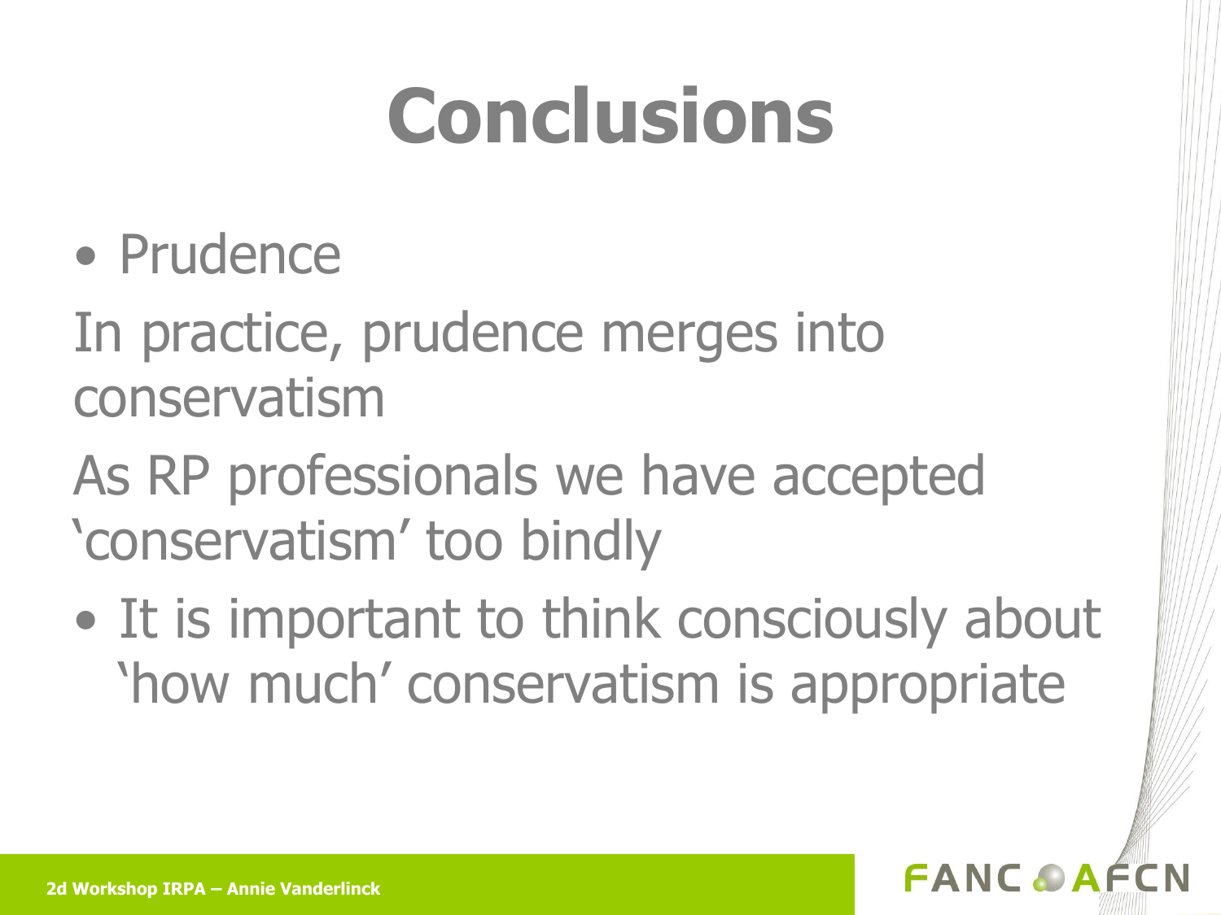# Conclusions

- Prudence

In practice, prudence merges into conservatism

As RP professionals we have accepted 'conservatism' too bindly

- It is important to think consciously about 'how much' conservatism is appropriate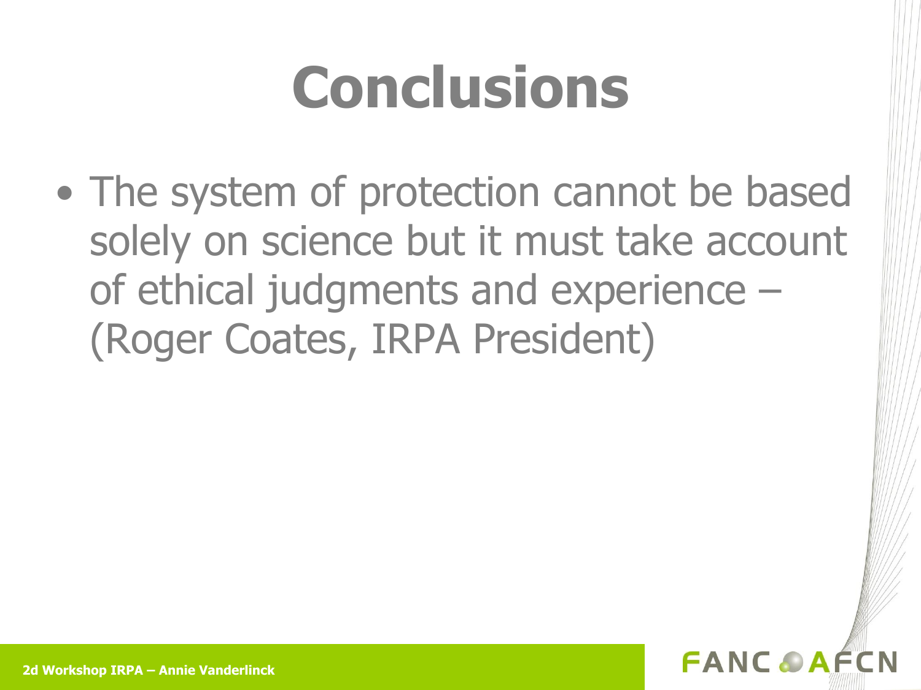# Conclusions

- The system of protection cannot be based solely on science but it must take account of ethical judgments and experience – (Roger Coates, IRPA President)